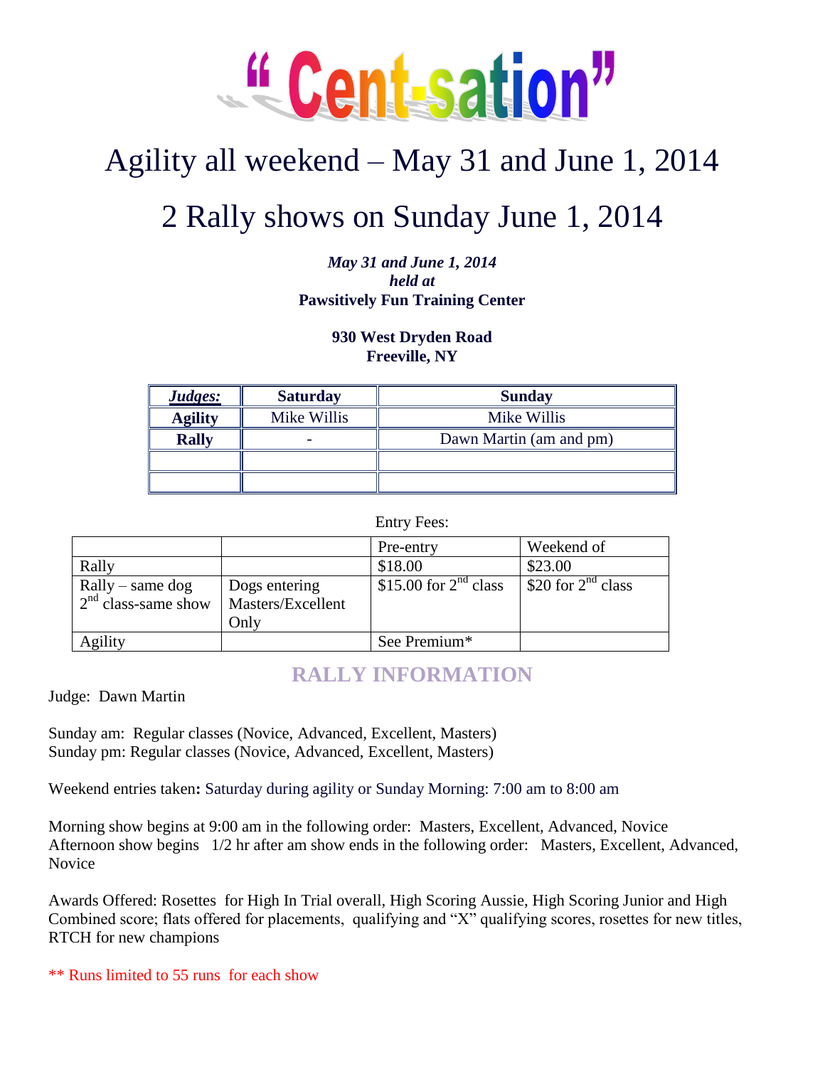# "Cent-sation"

## Agility all weekend – May 31 and June 1, 2014

## 2 Rally shows on Sunday June 1, 2014

***May 31 and June 1, 2014***
***held at***
**Pawsitively Fun Training Center**

**930 West Dryden Road**
**Freeville, NY**

| ***Judges:*** | **Saturday** | **Sunday** |
|---|---|---|
| **Agility** | Mike Willis | Mike Willis |
| **Rally** | - | Dawn Martin (am and pm) |
| | | |
| | | |

Entry Fees:

| | | Pre-entry | Weekend of |
|---|---|---|---|
| Rally | | $18.00 | $23.00 |
| Rally – same dog 2nd class-same show | Dogs entering Masters/Excellent Only | $15.00 for 2nd class | $20 for 2nd class |
| Agility | | See Premium* | |

## RALLY INFORMATION

Judge: Dawn Martin

Sunday am: Regular classes (Novice, Advanced, Excellent, Masters)
Sunday pm: Regular classes (Novice, Advanced, Excellent, Masters)

Weekend entries taken**:** Saturday during agility or Sunday Morning: 7:00 am to 8:00 am

Morning show begins at 9:00 am in the following order: Masters, Excellent, Advanced, Novice
Afternoon show begins 1/2 hr after am show ends in the following order: Masters, Excellent, Advanced, Novice

Awards Offered: Rosettes for High In Trial overall, High Scoring Aussie, High Scoring Junior and High Combined score; flats offered for placements, qualifying and "X" qualifying scores, rosettes for new titles, RTCH for new champions

** Runs limited to 55 runs for each show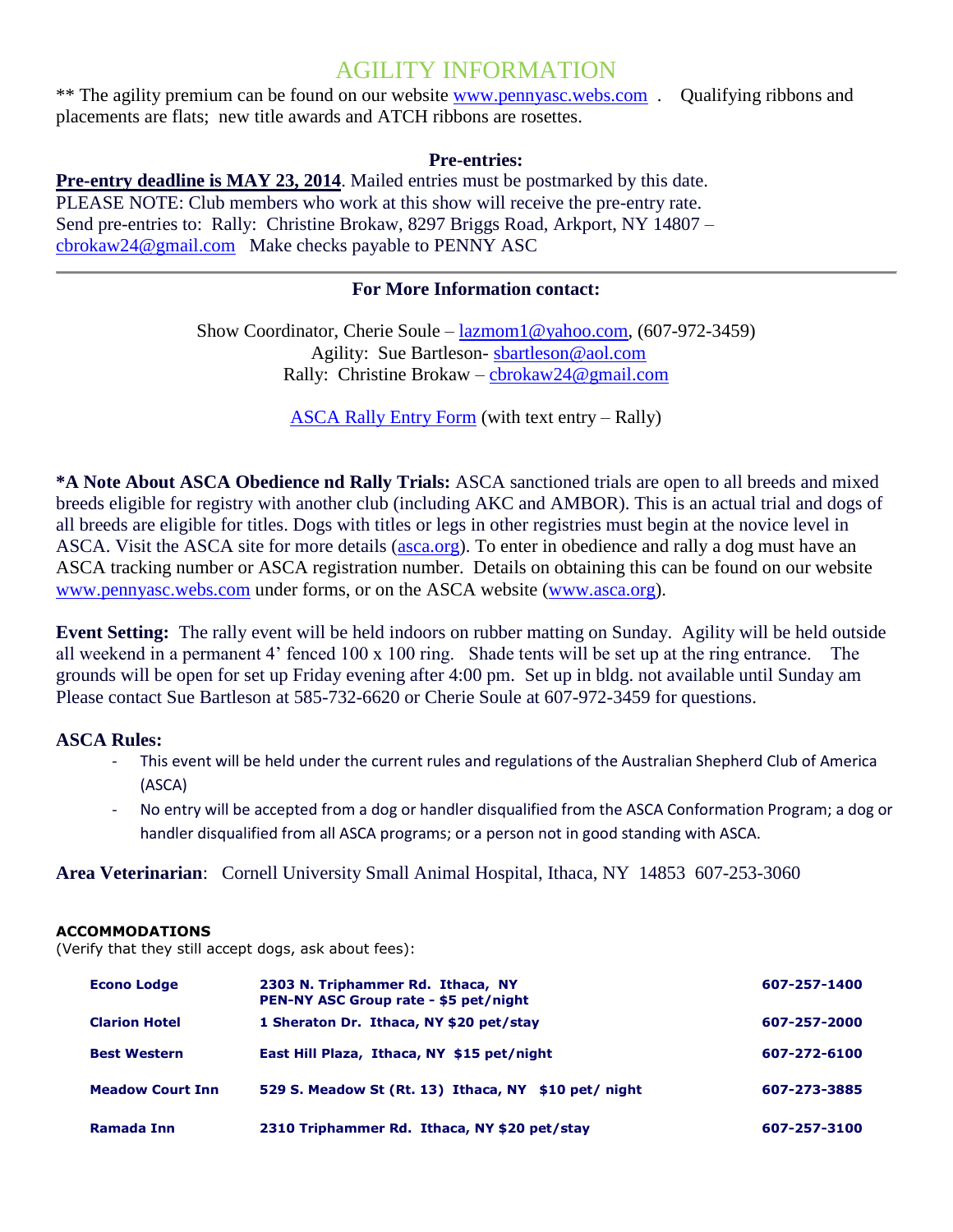# AGILITY INFORMATION

** The agility premium can be found on our website www.pennyasc.webs.com . Qualifying ribbons and placements are flats; new title awards and ATCH ribbons are rosettes.

**Pre-entries:**

**Pre-entry deadline is MAY 23, 2014**. Mailed entries must be postmarked by this date.
PLEASE NOTE: Club members who work at this show will receive the pre-entry rate.
Send pre-entries to: Rally: Christine Brokaw, 8297 Briggs Road, Arkport, NY 14807 – cbrokaw24@gmail.com Make checks payable to PENNY ASC

---

**For More Information contact:**

Show Coordinator, Cherie Soule – lazmom1@yahoo.com, (607-972-3459)
Agility: Sue Bartleson- sbartleson@aol.com
Rally: Christine Brokaw – cbrokaw24@gmail.com

ASCA Rally Entry Form (with text entry – Rally)

**\*A Note About ASCA Obedience nd Rally Trials:** ASCA sanctioned trials are open to all breeds and mixed breeds eligible for registry with another club (including AKC and AMBOR). This is an actual trial and dogs of all breeds are eligible for titles. Dogs with titles or legs in other registries must begin at the novice level in ASCA. Visit the ASCA site for more details (asca.org). To enter in obedience and rally a dog must have an ASCA tracking number or ASCA registration number. Details on obtaining this can be found on our website www.pennyasc.webs.com under forms, or on the ASCA website (www.asca.org).

**Event Setting:** The rally event will be held indoors on rubber matting on Sunday. Agility will be held outside all weekend in a permanent 4' fenced 100 x 100 ring. Shade tents will be set up at the ring entrance. The grounds will be open for set up Friday evening after 4:00 pm. Set up in bldg. not available until Sunday am Please contact Sue Bartleson at 585-732-6620 or Cherie Soule at 607-972-3459 for questions.

**ASCA Rules:**

- This event will be held under the current rules and regulations of the Australian Shepherd Club of America (ASCA)
- No entry will be accepted from a dog or handler disqualified from the ASCA Conformation Program; a dog or handler disqualified from all ASCA programs; or a person not in good standing with ASCA.

**Area Veterinarian**: Cornell University Small Animal Hospital, Ithaca, NY 14853 607-253-3060

**ACCOMMODATIONS**
(Verify that they still accept dogs, ask about fees):

| | | |
|---|---|---|
| **Econo Lodge** | **2303 N. Triphammer Rd. Ithaca, NY PEN-NY ASC Group rate - $5 pet/night** | **607-257-1400** |
| **Clarion Hotel** | **1 Sheraton Dr. Ithaca, NY $20 pet/stay** | **607-257-2000** |
| **Best Western** | **East Hill Plaza, Ithaca, NY $15 pet/night** | **607-272-6100** |
| **Meadow Court Inn** | **529 S. Meadow St (Rt. 13) Ithaca, NY $10 pet/ night** | **607-273-3885** |
| **Ramada Inn** | **2310 Triphammer Rd. Ithaca, NY $20 pet/stay** | **607-257-3100** |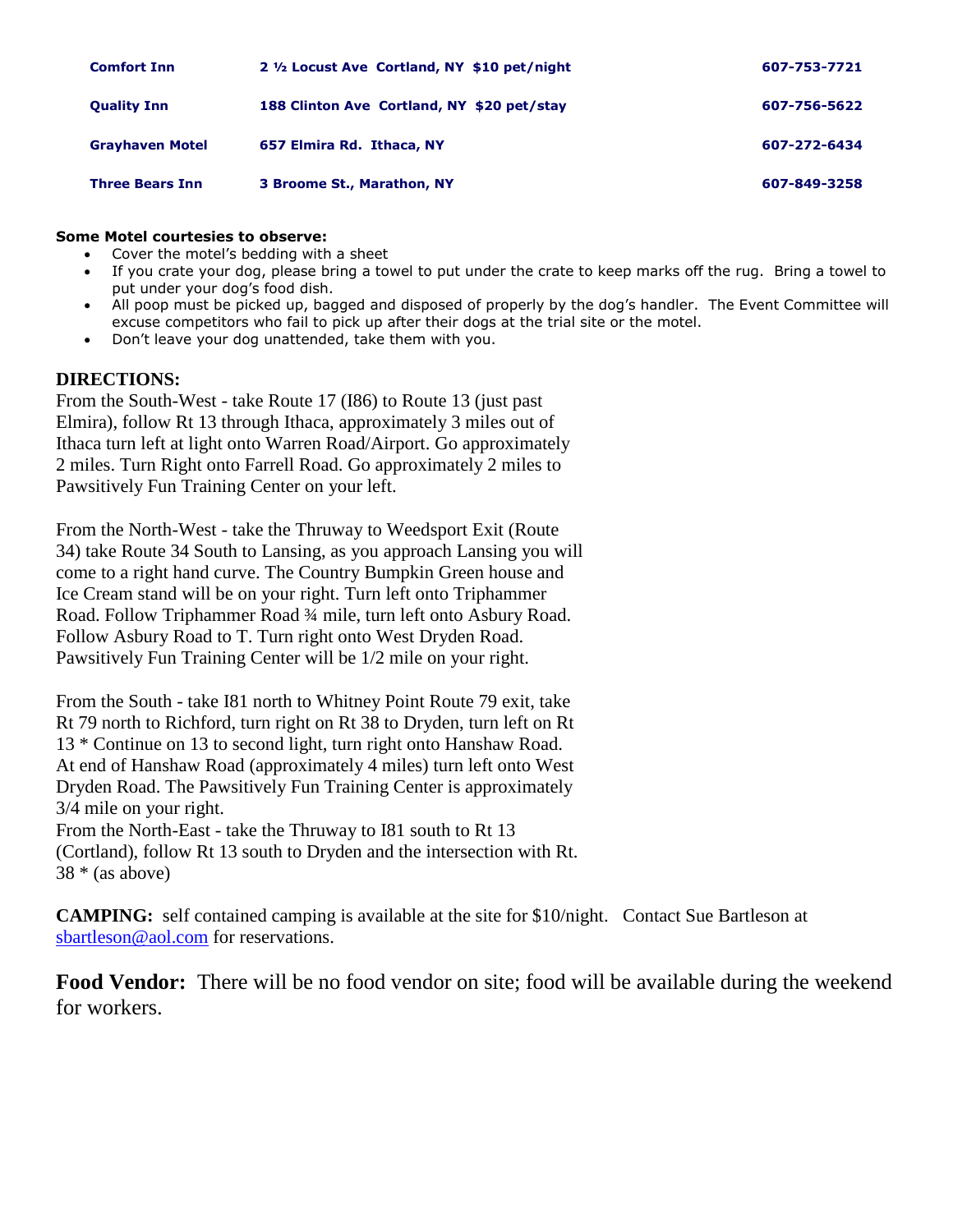| | | |
|---|---|---|
| **Comfort Inn** | **2 ½ Locust Ave Cortland, NY $10 pet/night** | **607-753-7721** |
| **Quality Inn** | **188 Clinton Ave Cortland, NY $20 pet/stay** | **607-756-5622** |
| **Grayhaven Motel** | **657 Elmira Rd. Ithaca, NY** | **607-272-6434** |
| **Three Bears Inn** | **3 Broome St., Marathon, NY** | **607-849-3258** |

**Some Motel courtesies to observe:**

- Cover the motel's bedding with a sheet
- If you crate your dog, please bring a towel to put under the crate to keep marks off the rug. Bring a towel to put under your dog's food dish.
- All poop must be picked up, bagged and disposed of properly by the dog's handler. The Event Committee will excuse competitors who fail to pick up after their dogs at the trial site or the motel.
- Don't leave your dog unattended, take them with you.

**DIRECTIONS:**

From the South-West - take Route 17 (I86) to Route 13 (just past Elmira), follow Rt 13 through Ithaca, approximately 3 miles out of Ithaca turn left at light onto Warren Road/Airport. Go approximately 2 miles. Turn Right onto Farrell Road. Go approximately 2 miles to Pawsitively Fun Training Center on your left.

From the North-West - take the Thruway to Weedsport Exit (Route 34) take Route 34 South to Lansing, as you approach Lansing you will come to a right hand curve. The Country Bumpkin Green house and Ice Cream stand will be on your right. Turn left onto Triphammer Road. Follow Triphammer Road ¾ mile, turn left onto Asbury Road. Follow Asbury Road to T. Turn right onto West Dryden Road. Pawsitively Fun Training Center will be 1/2 mile on your right.

From the South - take I81 north to Whitney Point Route 79 exit, take Rt 79 north to Richford, turn right on Rt 38 to Dryden, turn left on Rt 13 * Continue on 13 to second light, turn right onto Hanshaw Road. At end of Hanshaw Road (approximately 4 miles) turn left onto West Dryden Road. The Pawsitively Fun Training Center is approximately 3/4 mile on your right.
From the North-East - take the Thruway to I81 south to Rt 13 (Cortland), follow Rt 13 south to Dryden and the intersection with Rt. 38 * (as above)

**CAMPING:** self contained camping is available at the site for $10/night. Contact Sue Bartleson at sbartleson@aol.com for reservations.

**Food Vendor:** There will be no food vendor on site; food will be available during the weekend for workers.